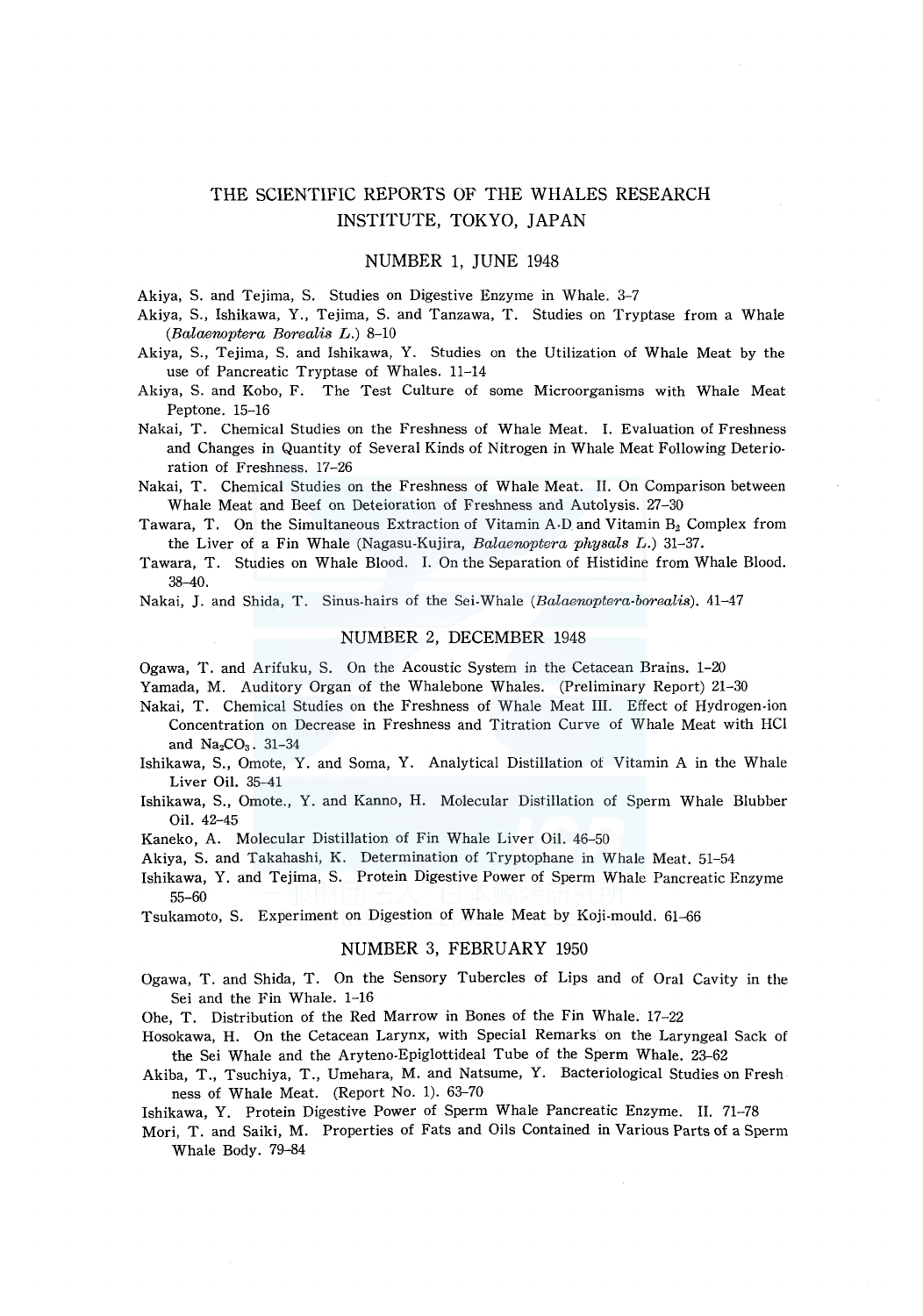# THE SCIENTIFIC REPORTS OF THE WHALES RESEARCH INSTITUTE, TOKYO, JAPAN

## NUMBER 1, JUNE 1948

Akiya, S. and Tejima, S. Studies on Digestive Enzyme in Whale. 3–7

Akiya, S., Ishikawa, Y., Tejima, S. and Tanzawa, T. Studies on Tryptase from a Whale (*Balaenoptera Borealis L.*) 8–10

Akiya, S., Tejima, S. and Ishikawa, Y. Studies on the Utilization of Whale Meat by the use of Pancreatic Tryptase of Whales. 11–14

Akiya, S. and Kobo, F. The Test Culture of some Microorganisms with Whale Meat Peptone. 15–16

Nakai, T. Chemical Studies on the Freshness of Whale Meat. I. Evaluation of Freshness and Changes in Quantity of Several Kinds of Nitrogen in Whale Meat Following Deterioration of Freshness. 17–26

Nakai, T. Chemical Studies on the Freshness of Whale Meat. II. On Comparison between Whale Meat and Beef on Deteioration of Freshness and Autolysis. 27–30

Tawara, T. On the Simultaneous Extraction of Vitamin A-D and Vitamin $B_2$ Complex from the Liver of a Fin Whale (Nagasu-Kujira, *Balaenoptera physals L.*) 31–37.

Tawara, T. Studies on Whale Blood. I. On the Separation of Histidine from Whale Blood. 38–40.

Nakai, J. and Shida, T. Sinus-hairs of the Sei-Whale (*Balaenoptera-borealis*). 41–47

## NUMBER 2, DECEMBER 1948

Ogawa, T. and Arifuku, S. On the Acoustic System in the Cetacean Brains. 1–20

Yamada, M. Auditory Organ of the Whalebone Whales. (Preliminary Report) 21–30

Nakai, T. Chemical Studies on the Freshness of Whale Meat III. Effect of Hydrogen-ion Concentration on Decrease in Freshness and Titration Curve of Whale Meat with HCl and $Na_2CO_3$. 31–34

Ishikawa, S., Omote, Y. and Soma, Y. Analytical Distillation of Vitamin A in the Whale Liver Oil. 35–41

Ishikawa, S., Omote., Y. and Kanno, H. Molecular Distillation of Sperm Whale Blubber Oil. 42–45

Kaneko, A. Molecular Distillation of Fin Whale Liver Oil. 46–50

Akiya, S. and Takahashi, K. Determination of Tryptophane in Whale Meat. 51–54

Ishikawa, Y. and Tejima, S. Protein Digestive Power of Sperm Whale Pancreatic Enzyme 55–60

Tsukamoto, S. Experiment on Digestion of Whale Meat by Koji-mould. 61–66

## NUMBER 3, FEBRUARY 1950

Ogawa, T. and Shida, T. On the Sensory Tubercles of Lips and of Oral Cavity in the Sei and the Fin Whale. 1–16

Ohe, T. Distribution of the Red Marrow in Bones of the Fin Whale. 17–22

Hosokawa, H. On the Cetacean Larynx, with Special Remarks on the Laryngeal Sack of the Sei Whale and the Aryteno-Epiglottideal Tube of the Sperm Whale. 23–62

Akiba, T., Tsuchiya, T., Umehara, M. and Natsume, Y. Bacteriological Studies on Freshness of Whale Meat. (Report No. 1). 63–70

Ishikawa, Y. Protein Digestive Power of Sperm Whale Pancreatic Enzyme. II. 71–78

Mori, T. and Saiki, M. Properties of Fats and Oils Contained in Various Parts of a Sperm Whale Body. 79–84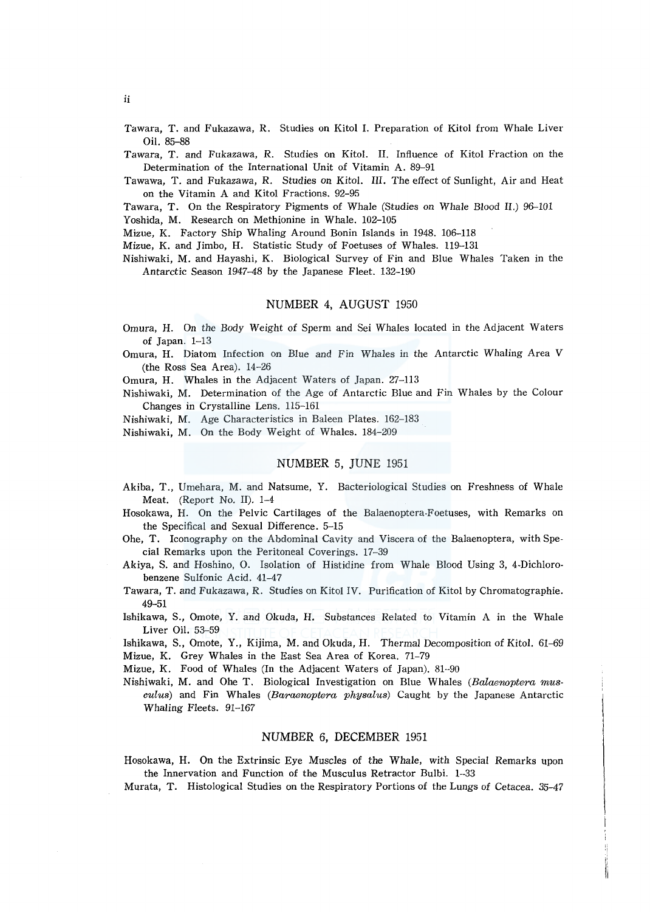Tawara, T. and Fukazawa, R. Studies on Kitol I. Preparation of Kitol from Whale Liver Oil. 85–88

Tawara, T. and Fukazawa, R. Studies on Kitol. II. Influence of Kitol Fraction on the Determination of the International Unit of Vitamin A. 89–91

Tawawa, T. and Fukazawa, R. Studies on Kitol. III. The effect of Sunlight, Air and Heat on the Vitamin A and Kitol Fractions. 92–95

Tawara, T. On the Respiratory Pigments of Whale (Studies on Whale Blood II.) 96–101

Yoshida, M. Research on Methionine in Whale. 102–105

Mizue, K. Factory Ship Whaling Around Bonin Islands in 1948. 106–118

Mizue, K. and Jimbo, H. Statistic Study of Foetuses of Whales. 119–131

Nishiwaki, M. and Hayashi, K. Biological Survey of Fin and Blue Whales Taken in the Antarctic Season 1947–48 by the Japanese Fleet. 132–190

## NUMBER 4, AUGUST 1950

Omura, H. On the Body Weight of Sperm and Sei Whales located in the Adjacent Waters of Japan. 1–13

Omura, H. Diatom Infection on Blue and Fin Whales in the Antarctic Whaling Area V (the Ross Sea Area). 14–26

Omura, H. Whales in the Adjacent Waters of Japan. 27–113

Nishiwaki, M. Determination of the Age of Antarctic Blue and Fin Whales by the Colour Changes in Crystalline Lens. 115–161

Nishiwaki, M. Age Characteristics in Baleen Plates. 162–183

Nishiwaki, M. On the Body Weight of Whales. 184–209

## NUMBER 5, JUNE 1951

Akiba, T., Umehara, M. and Natsume, Y. Bacteriological Studies on Freshness of Whale Meat. (Report No. II). 1–4

Hosokawa, H. On the Pelvic Cartilages of the Balaenoptera-Foetuses, with Remarks on the Specifical and Sexual Difference. 5–15

Ohe, T. Iconography on the Abdominal Cavity and Viscera of the Balaenoptera, with Special Remarks upon the Peritoneal Coverings. 17–39

Akiya, S. and Hoshino, O. Isolation of Histidine from Whale Blood Using 3, 4-Dichlorobenzene Sulfonic Acid. 41–47

Tawara, T. and Fukazawa, R. Studies on Kitol IV. Purification of Kitol by Chromatographie. 49–51

Ishikawa, S., Omote, Y. and Okuda, H. Substances Related to Vitamin A in the Whale Liver Oil. 53–59

Ishikawa, S., Omote, Y., Kijima, M. and Okuda, H. Thermal Decomposition of Kitol. 61–69

Mizue, K. Grey Whales in the East Sea Area of Korea. 71–79

Mizue, K. Food of Whales (In the Adjacent Waters of Japan). 81–90

Nishiwaki, M. and Ohe T. Biological Investigation on Blue Whales (*Balaenoptera musculus*) and Fin Whales (*Baraenoptera physalus*) Caught by the Japanese Antarctic Whaling Fleets. 91–167

## NUMBER 6, DECEMBER 1951

Hosokawa, H. On the Extrinsic Eye Muscles of the Whale, with Special Remarks upon the Innervation and Function of the Musculus Retractor Bulbi. 1–33

Murata, T. Histological Studies on the Respiratory Portions of the Lungs of Cetacea. 35–47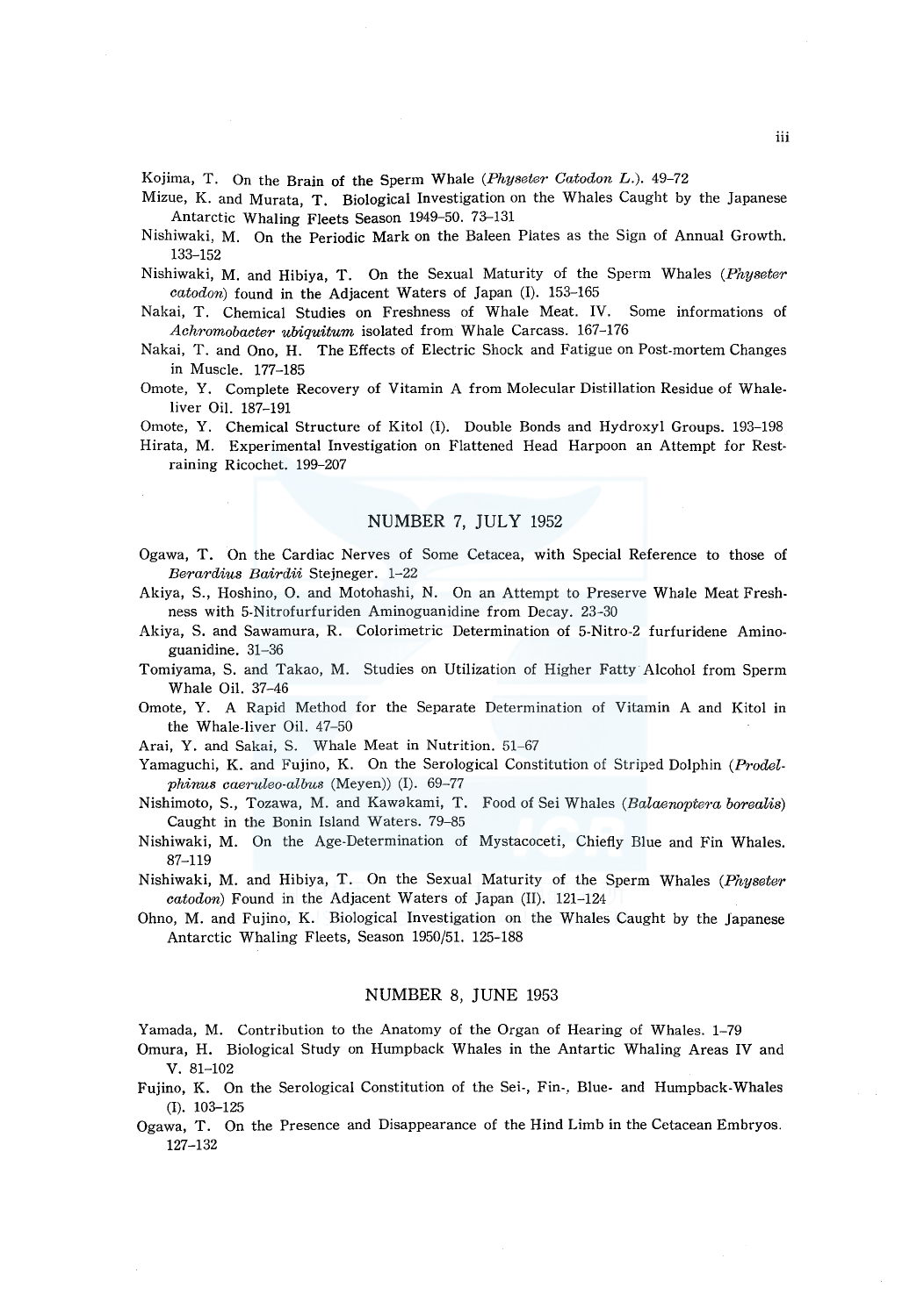Kojima, T. On the Brain of the Sperm Whale (*Physeter Catodon L.*). 49–72

Mizue, K. and Murata, T. Biological Investigation on the Whales Caught by the Japanese Antarctic Whaling Fleets Season 1949–50. 73–131

Nishiwaki, M. On the Periodic Mark on the Baleen Plates as the Sign of Annual Growth. 133–152

Nishiwaki, M. and Hibiya, T. On the Sexual Maturity of the Sperm Whales (*Physeter catodon*) found in the Adjacent Waters of Japan (I). 153–165

Nakai, T. Chemical Studies on Freshness of Whale Meat. IV. Some informations of *Achromobacter ubiquitum* isolated from Whale Carcass. 167–176

Nakai, T. and Ono, H. The Effects of Electric Shock and Fatigue on Post-mortem Changes in Muscle. 177–185

Omote, Y. Complete Recovery of Vitamin A from Molecular Distillation Residue of Whale-liver Oil. 187–191

Omote, Y. Chemical Structure of Kitol (I). Double Bonds and Hydroxyl Groups. 193–198

Hirata, M. Experimental Investigation on Flattened Head Harpoon an Attempt for Restraining Ricochet. 199–207

## NUMBER 7, JULY 1952

Ogawa, T. On the Cardiac Nerves of Some Cetacea, with Special Reference to those of *Berardius Bairdii* Stejneger. 1–22

Akiya, S., Hoshino, O. and Motohashi, N. On an Attempt to Preserve Whale Meat Freshness with 5-Nitrofurfuriden Aminoguanidine from Decay. 23–30

Akiya, S. and Sawamura, R. Colorimetric Determination of 5-Nitro-2 furfuridene Aminoguanidine. 31–36

Tomiyama, S. and Takao, M. Studies on Utilization of Higher Fatty Alcohol from Sperm Whale Oil. 37–46

Omote, Y. A Rapid Method for the Separate Determination of Vitamin A and Kitol in the Whale-liver Oil. 47–50

Arai, Y. and Sakai, S. Whale Meat in Nutrition. 51–67

Yamaguchi, K. and Fujino, K. On the Serological Constitution of Striped Dolphin (*Prodelphinus caeruleo-albus* (Meyen)) (I). 69–77

Nishimoto, S., Tozawa, M. and Kawakami, T. Food of Sei Whales (*Balaenoptera borealis*) Caught in the Bonin Island Waters. 79–85

Nishiwaki, M. On the Age-Determination of Mystacoceti, Chiefly Blue and Fin Whales. 87–119

Nishiwaki, M. and Hibiya, T. On the Sexual Maturity of the Sperm Whales (*Physeter catodon*) Found in the Adjacent Waters of Japan (II). 121–124

Ohno, M. and Fujino, K. Biological Investigation on the Whales Caught by the Japanese Antarctic Whaling Fleets, Season 1950/51. 125–188

## NUMBER 8, JUNE 1953

Yamada, M. Contribution to the Anatomy of the Organ of Hearing of Whales. 1–79

Omura, H. Biological Study on Humpback Whales in the Antartic Whaling Areas IV and V. 81–102

Fujino, K. On the Serological Constitution of the Sei-, Fin-, Blue- and Humpback-Whales (I). 103–125

Ogawa, T. On the Presence and Disappearance of the Hind Limb in the Cetacean Embryos. 127–132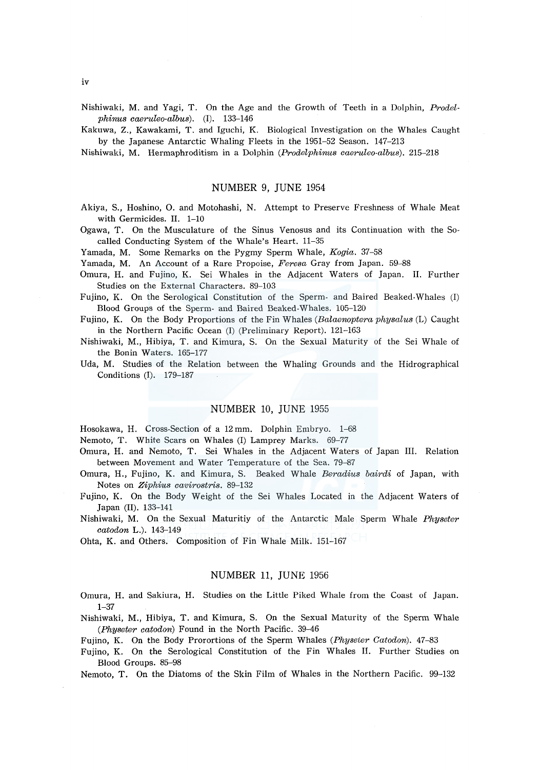Nishiwaki, M. and Yagi, T. On the Age and the Growth of Teeth in a Dolphin, *Prodelphinus caeruleo-albus*). (I). 133–146

Kakuwa, Z., Kawakami, T. and Iguchi, K. Biological Investigation on the Whales Caught by the Japanese Antarctic Whaling Fleets in the 1951–52 Season. 147–213

Nishiwaki, M. Hermaphroditism in a Dolphin (*Prodelphinus caeruleo-albus*). 215–218

## NUMBER 9, JUNE 1954

Akiya, S., Hoshino, O. and Motohashi, N. Attempt to Preserve Freshness of Whale Meat with Germicides. II. 1–10

Ogawa, T. On the Musculature of the Sinus Venosus and its Continuation with the So-called Conducting System of the Whale's Heart. 11–35

Yamada, M. Some Remarks on the Pygmy Sperm Whale, *Kogia*. 37–58

Yamada, M. An Account of a Rare Propoise, *Feresa* Gray from Japan. 59–88

Omura, H. and Fujino, K. Sei Whales in the Adjacent Waters of Japan. II. Further Studies on the External Characters. 89–103

Fujino, K. On the Serological Constitution of the Sperm- and Baired Beaked-Whales (I) Blood Groups of the Sperm- and Baired Beaked-Whales. 105–120

Fujino, K. On the Body Proportions of the Fin Whales (*Balaenoptera physalus* (L) Caught in the Northern Pacific Ocean (I) (Preliminary Report). 121–163

Nishiwaki, M., Hibiya, T. and Kimura, S. On the Sexual Maturity of the Sei Whale of the Bonin Waters. 165–177

Uda, M. Studies of the Relation between the Whaling Grounds and the Hidrographical Conditions (I). 179–187

## NUMBER 10, JUNE 1955

Hosokawa, H. Cross-Section of a 12 mm. Dolphin Embryo. 1–68

Nemoto, T. White Scars on Whales (I) Lamprey Marks. 69–77

Omura, H. and Nemoto, T. Sei Whales in the Adjacent Waters of Japan III. Relation between Movement and Water Temperature of the Sea. 79–87

Omura, H., Fujino, K. and Kimura, S. Beaked Whale *Beradius bairdi* of Japan, with Notes on *Ziphius cavirostris*. 89–132

Fujino, K. On the Body Weight of the Sei Whales Located in the Adjacent Waters of Japan (II). 133–141

Nishiwaki, M. On the Sexual Maturitiy of the Antarctic Male Sperm Whale *Physeter catodon* L.). 143–149

Ohta, K. and Others. Composition of Fin Whale Milk. 151–167

## NUMBER 11, JUNE 1956

Omura, H. and Sakiura, H. Studies on the Little Piked Whale from the Coast of Japan. 1–37

Nishiwaki, M., Hibiya, T. and Kimura, S. On the Sexual Maturity of the Sperm Whale (*Physeter catodon*) Found in the North Pacific. 39–46

Fujino, K. On the Body Prorortions of the Sperm Whales (*Physeter Catodon*). 47–83

Fujino, K. On the Serological Constitution of the Fin Whales II. Further Studies on Blood Groups. 85–98

Nemoto, T. On the Diatoms of the Skin Film of Whales in the Northern Pacific. 99–132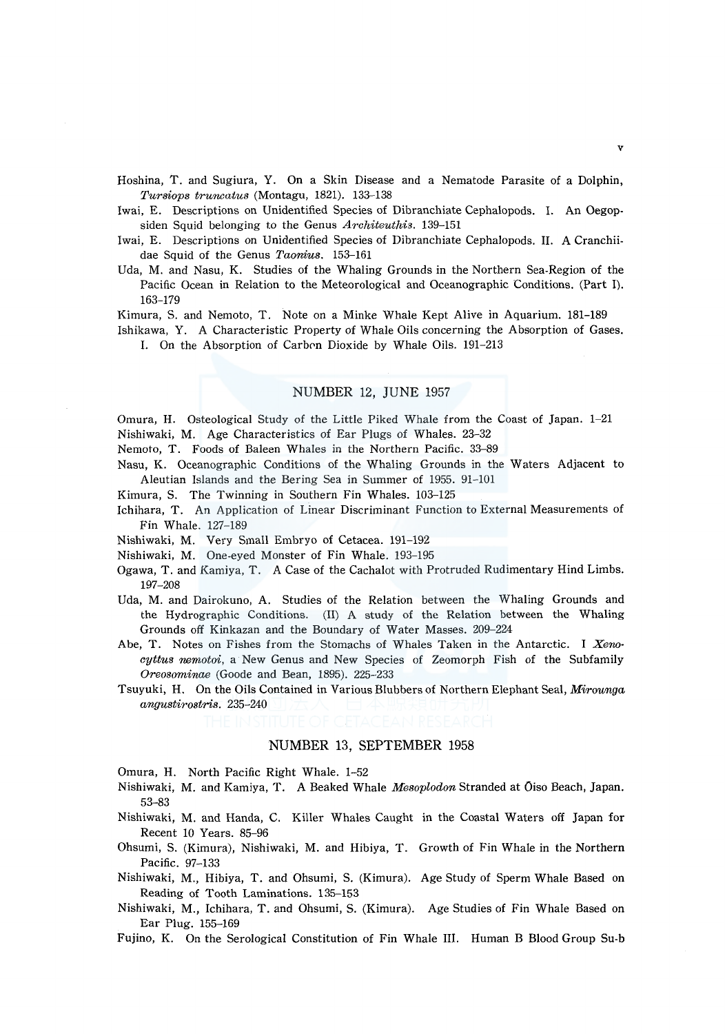Hoshina, T. and Sugiura, Y. On a Skin Disease and a Nematode Parasite of a Dolphin, *Tursiops truncatus* (Montagu, 1821). 133–138

Iwai, E. Descriptions on Unidentified Species of Dibranchiate Cephalopods. I. An Oegopsiden Squid belonging to the Genus *Architeuthis*. 139–151

Iwai, E. Descriptions on Unidentified Species of Dibranchiate Cephalopods. II. A Cranchiidae Squid of the Genus *Taonius*. 153–161

Uda, M. and Nasu, K. Studies of the Whaling Grounds in the Northern Sea-Region of the Pacific Ocean in Relation to the Meteorological and Oceanographic Conditions. (Part I). 163–179

Kimura, S. and Nemoto, T. Note on a Minke Whale Kept Alive in Aquarium. 181–189

Ishikawa, Y. A Characteristic Property of Whale Oils concerning the Absorption of Gases. I. On the Absorption of Carbon Dioxide by Whale Oils. 191–213

## NUMBER 12, JUNE 1957

Omura, H. Osteological Study of the Little Piked Whale from the Coast of Japan. 1–21

Nishiwaki, M. Age Characteristics of Ear Plugs of Whales. 23–32

Nemoto, T. Foods of Baleen Whales in the Northern Pacific. 33–89

Nasu, K. Oceanographic Conditions of the Whaling Grounds in the Waters Adjacent to Aleutian Islands and the Bering Sea in Summer of 1955. 91–101

Kimura, S. The Twinning in Southern Fin Whales. 103–125

Ichihara, T. An Application of Linear Discriminant Function to External Measurements of Fin Whale. 127–189

Nishiwaki, M. Very Small Embryo of Cetacea. 191–192

Nishiwaki, M. One-eyed Monster of Fin Whale. 193–195

Ogawa, T. and Kamiya, T. A Case of the Cachalot with Protruded Rudimentary Hind Limbs. 197–208

Uda, M. and Dairokuno, A. Studies of the Relation between the Whaling Grounds and the Hydrographic Conditions. (II) A study of the Relation between the Whaling Grounds off Kinkazan and the Boundary of Water Masses. 209–224

Abe, T. Notes on Fishes from the Stomachs of Whales Taken in the Antarctic. I *Xenocyttus nemotoi*, a New Genus and New Species of Zeomorph Fish of the Subfamily *Oreosominae* (Goode and Bean, 1895). 225–233

Tsuyuki, H. On the Oils Contained in Various Blubbers of Northern Elephant Seal, *Mirounga angustirostris*. 235–240

## NUMBER 13, SEPTEMBER 1958

Omura, H. North Pacific Right Whale. 1–52

Nishiwaki, M. and Kamiya, T. A Beaked Whale *Mesoplodon* Stranded at Ōiso Beach, Japan. 53–83

Nishiwaki, M. and Handa, C. Killer Whales Caught in the Coastal Waters off Japan for Recent 10 Years. 85–96

Ohsumi, S. (Kimura), Nishiwaki, M. and Hibiya, T. Growth of Fin Whale in the Northern Pacific. 97–133

Nishiwaki, M., Hibiya, T. and Ohsumi, S. (Kimura). Age Study of Sperm Whale Based on Reading of Tooth Laminations. 135–153

Nishiwaki, M., Ichihara, T. and Ohsumi, S. (Kimura). Age Studies of Fin Whale Based on Ear Plug. 155–169

Fujino, K. On the Serological Constitution of Fin Whale III. Human B Blood Group Su-b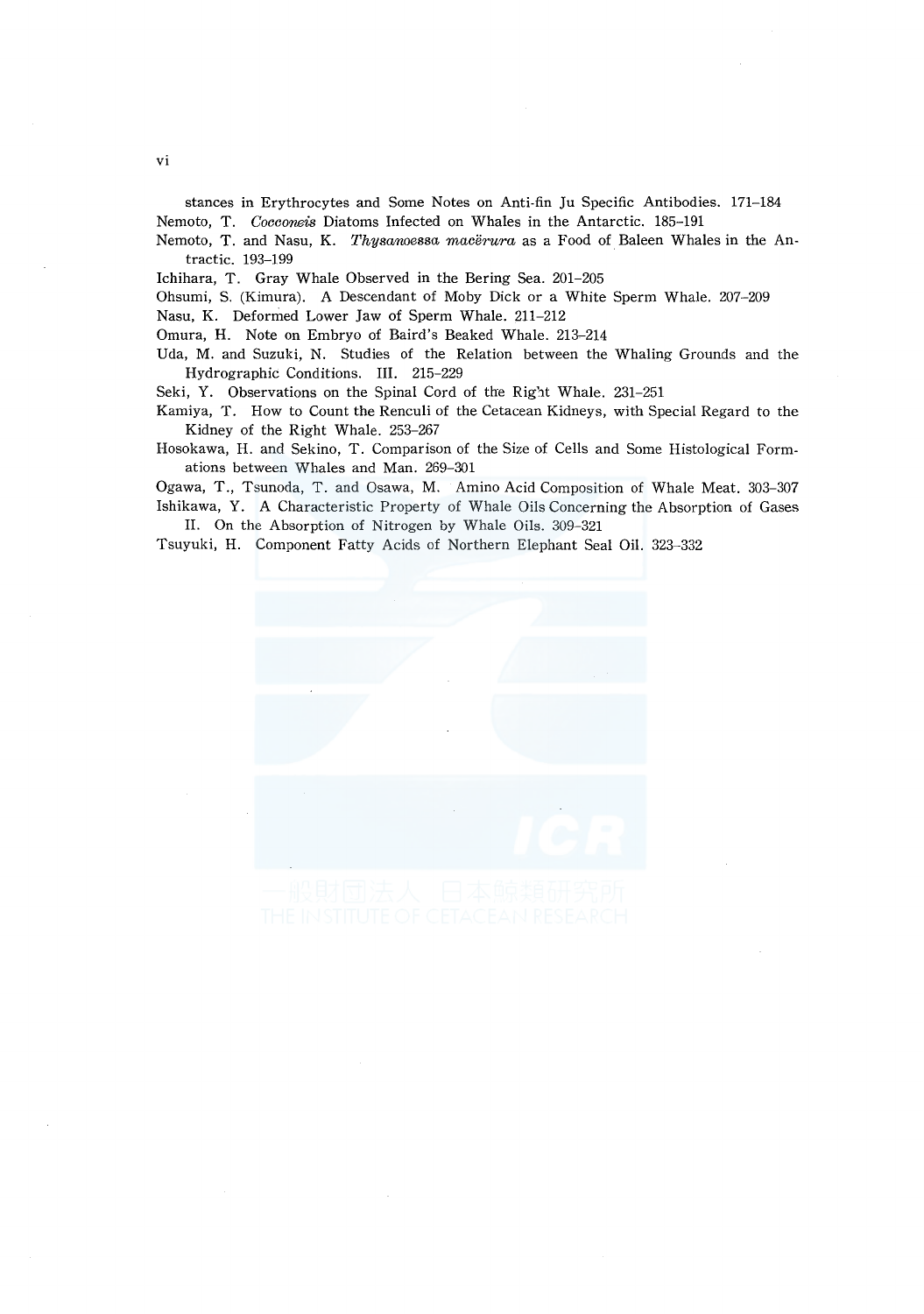stances in Erythrocytes and Some Notes on Anti-fin Ju Specific Antibodies. 171–184

Nemoto, T. *Cocconeis* Diatoms Infected on Whales in the Antarctic. 185–191

Nemoto, T. and Nasu, K. *Thysanoessa macrura* as a Food of Baleen Whales in the Antarctic. 193–199

Ichihara, T. Gray Whale Observed in the Bering Sea. 201–205

Ohsumi, S. (Kimura). A Descendant of Moby Dick or a White Sperm Whale. 207–209

Nasu, K. Deformed Lower Jaw of Sperm Whale. 211–212

Omura, H. Note on Embryo of Baird's Beaked Whale. 213–214

Uda, M. and Suzuki, N. Studies of the Relation between the Whaling Grounds and the Hydrographic Conditions. III. 215–229

Seki, Y. Observations on the Spinal Cord of the Right Whale. 231–251

Kamiya, T. How to Count the Renculi of the Cetacean Kidneys, with Special Regard to the Kidney of the Right Whale. 253–267

Hosokawa, H. and Sekino, T. Comparison of the Size of Cells and Some Histological Formations between Whales and Man. 269–301

Ogawa, T., Tsunoda, T. and Osawa, M. Amino Acid Composition of Whale Meat. 303–307

Ishikawa, Y. A Characteristic Property of Whale Oils Concerning the Absorption of Gases II. On the Absorption of Nitrogen by Whale Oils. 309–321

Tsuyuki, H. Component Fatty Acids of Northern Elephant Seal Oil. 323–332